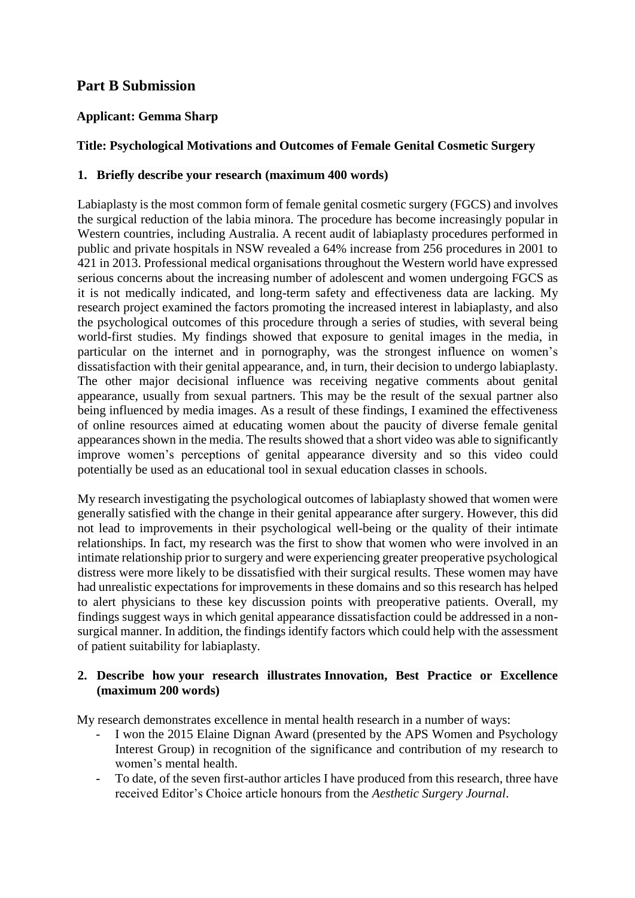## Part B Submission

**Applicant: Gemma Sharp**

**Title: Psychological Motivations and Outcomes of Female Genital Cosmetic Surgery**

### 1. Briefly describe your research (maximum 400 words)

Labiaplasty is the most common form of female genital cosmetic surgery (FGCS) and involves the surgical reduction of the labia minora. The procedure has become increasingly popular in Western countries, including Australia. A recent audit of labiaplasty procedures performed in public and private hospitals in NSW revealed a 64% increase from 256 procedures in 2001 to 421 in 2013. Professional medical organisations throughout the Western world have expressed serious concerns about the increasing number of adolescent and women undergoing FGCS as it is not medically indicated, and long-term safety and effectiveness data are lacking. My research project examined the factors promoting the increased interest in labiaplasty, and also the psychological outcomes of this procedure through a series of studies, with several being world-first studies. My findings showed that exposure to genital images in the media, in particular on the internet and in pornography, was the strongest influence on women's dissatisfaction with their genital appearance, and, in turn, their decision to undergo labiaplasty. The other major decisional influence was receiving negative comments about genital appearance, usually from sexual partners. This may be the result of the sexual partner also being influenced by media images. As a result of these findings, I examined the effectiveness of online resources aimed at educating women about the paucity of diverse female genital appearances shown in the media. The results showed that a short video was able to significantly improve women's perceptions of genital appearance diversity and so this video could potentially be used as an educational tool in sexual education classes in schools.

My research investigating the psychological outcomes of labiaplasty showed that women were generally satisfied with the change in their genital appearance after surgery. However, this did not lead to improvements in their psychological well-being or the quality of their intimate relationships. In fact, my research was the first to show that women who were involved in an intimate relationship prior to surgery and were experiencing greater preoperative psychological distress were more likely to be dissatisfied with their surgical results. These women may have had unrealistic expectations for improvements in these domains and so this research has helped to alert physicians to these key discussion points with preoperative patients. Overall, my findings suggest ways in which genital appearance dissatisfaction could be addressed in a non-surgical manner. In addition, the findings identify factors which could help with the assessment of patient suitability for labiaplasty.

### 2. Describe how your research illustrates Innovation, Best Practice or Excellence (maximum 200 words)

My research demonstrates excellence in mental health research in a number of ways:

- I won the 2015 Elaine Dignan Award (presented by the APS Women and Psychology Interest Group) in recognition of the significance and contribution of my research to women's mental health.
- To date, of the seven first-author articles I have produced from this research, three have received Editor's Choice article honours from the *Aesthetic Surgery Journal*.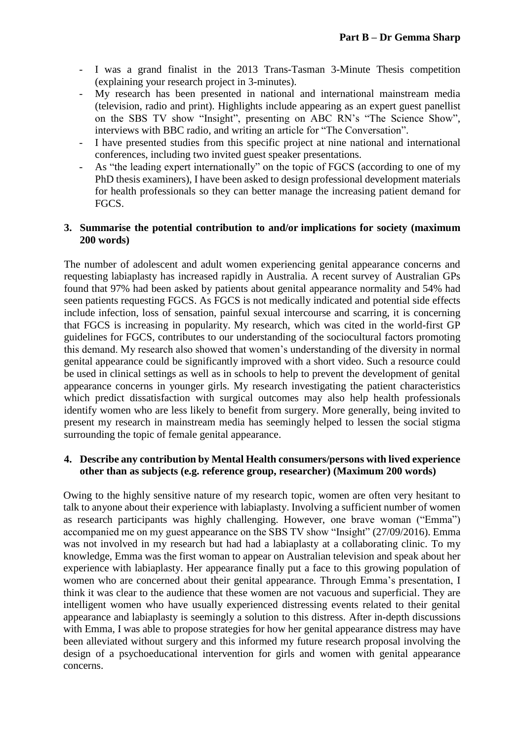- I was a grand finalist in the 2013 Trans-Tasman 3-Minute Thesis competition (explaining your research project in 3-minutes).
- My research has been presented in national and international mainstream media (television, radio and print). Highlights include appearing as an expert guest panellist on the SBS TV show "Insight", presenting on ABC RN's "The Science Show", interviews with BBC radio, and writing an article for "The Conversation".
- I have presented studies from this specific project at nine national and international conferences, including two invited guest speaker presentations.
- As "the leading expert internationally" on the topic of FGCS (according to one of my PhD thesis examiners), I have been asked to design professional development materials for health professionals so they can better manage the increasing patient demand for FGCS.

**3. Summarise the potential contribution to and/or implications for society (maximum 200 words)**

The number of adolescent and adult women experiencing genital appearance concerns and requesting labiaplasty has increased rapidly in Australia. A recent survey of Australian GPs found that 97% had been asked by patients about genital appearance normality and 54% had seen patients requesting FGCS. As FGCS is not medically indicated and potential side effects include infection, loss of sensation, painful sexual intercourse and scarring, it is concerning that FGCS is increasing in popularity. My research, which was cited in the world-first GP guidelines for FGCS, contributes to our understanding of the sociocultural factors promoting this demand. My research also showed that women's understanding of the diversity in normal genital appearance could be significantly improved with a short video. Such a resource could be used in clinical settings as well as in schools to help to prevent the development of genital appearance concerns in younger girls. My research investigating the patient characteristics which predict dissatisfaction with surgical outcomes may also help health professionals identify women who are less likely to benefit from surgery. More generally, being invited to present my research in mainstream media has seemingly helped to lessen the social stigma surrounding the topic of female genital appearance.

**4. Describe any contribution by Mental Health consumers/persons with lived experience other than as subjects (e.g. reference group, researcher) (Maximum 200 words)**

Owing to the highly sensitive nature of my research topic, women are often very hesitant to talk to anyone about their experience with labiaplasty. Involving a sufficient number of women as research participants was highly challenging. However, one brave woman ("Emma") accompanied me on my guest appearance on the SBS TV show "Insight" (27/09/2016). Emma was not involved in my research but had had a labiaplasty at a collaborating clinic. To my knowledge, Emma was the first woman to appear on Australian television and speak about her experience with labiaplasty. Her appearance finally put a face to this growing population of women who are concerned about their genital appearance. Through Emma's presentation, I think it was clear to the audience that these women are not vacuous and superficial. They are intelligent women who have usually experienced distressing events related to their genital appearance and labiaplasty is seemingly a solution to this distress. After in-depth discussions with Emma, I was able to propose strategies for how her genital appearance distress may have been alleviated without surgery and this informed my future research proposal involving the design of a psychoeducational intervention for girls and women with genital appearance concerns.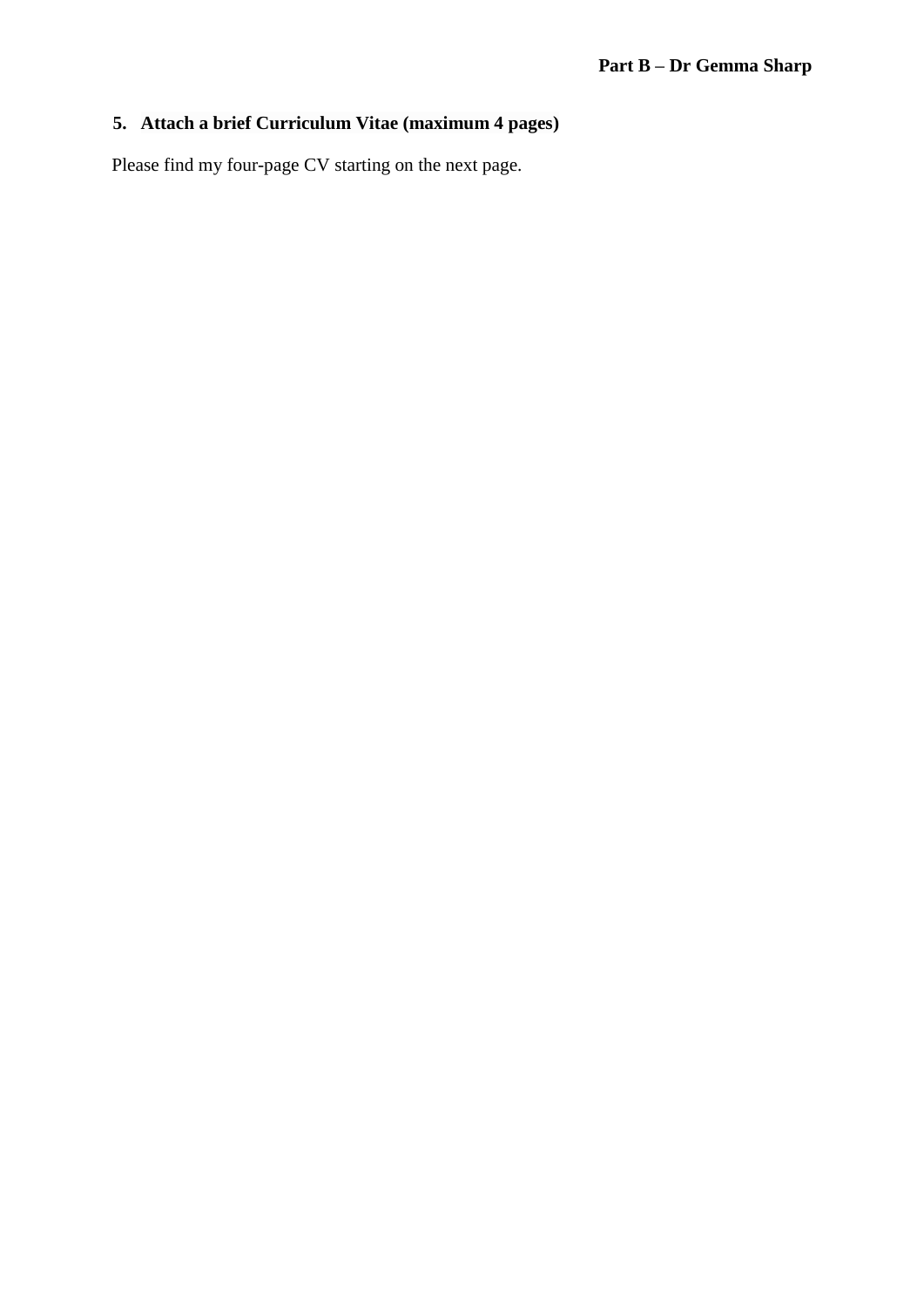## 5. Attach a brief Curriculum Vitae (maximum 4 pages)

Please find my four-page CV starting on the next page.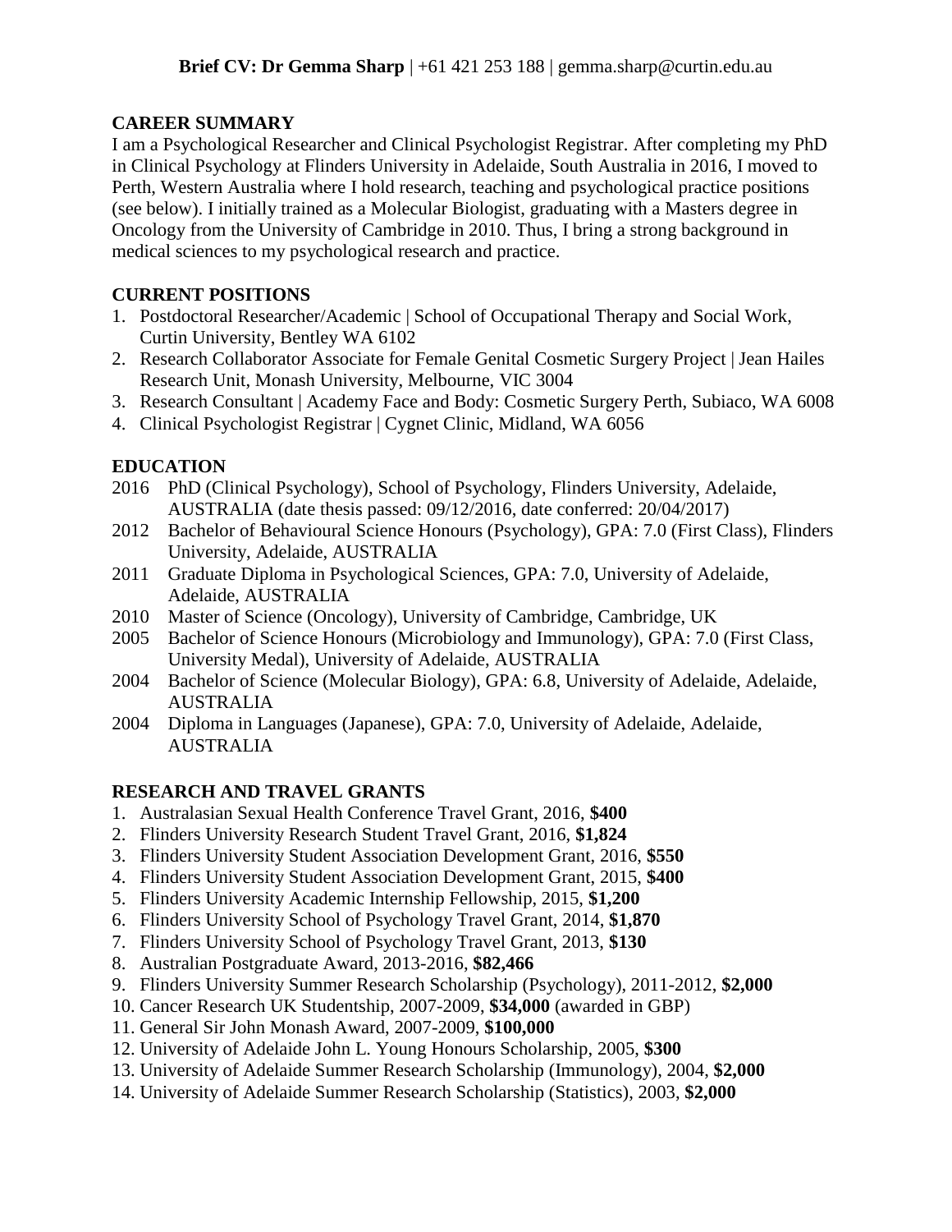**Brief CV: Dr Gemma Sharp** | +61 421 253 188 | gemma.sharp@curtin.edu.au

## CAREER SUMMARY

I am a Psychological Researcher and Clinical Psychologist Registrar. After completing my PhD in Clinical Psychology at Flinders University in Adelaide, South Australia in 2016, I moved to Perth, Western Australia where I hold research, teaching and psychological practice positions (see below). I initially trained as a Molecular Biologist, graduating with a Masters degree in Oncology from the University of Cambridge in 2010. Thus, I bring a strong background in medical sciences to my psychological research and practice.

## CURRENT POSITIONS

1. Postdoctoral Researcher/Academic | School of Occupational Therapy and Social Work, Curtin University, Bentley WA 6102
2. Research Collaborator Associate for Female Genital Cosmetic Surgery Project | Jean Hailes Research Unit, Monash University, Melbourne, VIC 3004
3. Research Consultant | Academy Face and Body: Cosmetic Surgery Perth, Subiaco, WA 6008
4. Clinical Psychologist Registrar | Cygnet Clinic, Midland, WA 6056

## EDUCATION

2016 PhD (Clinical Psychology), School of Psychology, Flinders University, Adelaide, AUSTRALIA (date thesis passed: 09/12/2016, date conferred: 20/04/2017)

2012 Bachelor of Behavioural Science Honours (Psychology), GPA: 7.0 (First Class), Flinders University, Adelaide, AUSTRALIA

2011 Graduate Diploma in Psychological Sciences, GPA: 7.0, University of Adelaide, Adelaide, AUSTRALIA

2010 Master of Science (Oncology), University of Cambridge, Cambridge, UK

2005 Bachelor of Science Honours (Microbiology and Immunology), GPA: 7.0 (First Class, University Medal), University of Adelaide, AUSTRALIA

2004 Bachelor of Science (Molecular Biology), GPA: 6.8, University of Adelaide, Adelaide, AUSTRALIA

2004 Diploma in Languages (Japanese), GPA: 7.0, University of Adelaide, Adelaide, AUSTRALIA

## RESEARCH AND TRAVEL GRANTS

1. Australasian Sexual Health Conference Travel Grant, 2016, **$400**
2. Flinders University Research Student Travel Grant, 2016, **$1,824**
3. Flinders University Student Association Development Grant, 2016, **$550**
4. Flinders University Student Association Development Grant, 2015, **$400**
5. Flinders University Academic Internship Fellowship, 2015, **$1,200**
6. Flinders University School of Psychology Travel Grant, 2014, **$1,870**
7. Flinders University School of Psychology Travel Grant, 2013, **$130**
8. Australian Postgraduate Award, 2013-2016, **$82,466**
9. Flinders University Summer Research Scholarship (Psychology), 2011-2012, **$2,000**
10. Cancer Research UK Studentship, 2007-2009, **$34,000** (awarded in GBP)
11. General Sir John Monash Award, 2007-2009, **$100,000**
12. University of Adelaide John L. Young Honours Scholarship, 2005, **$300**
13. University of Adelaide Summer Research Scholarship (Immunology), 2004, **$2,000**
14. University of Adelaide Summer Research Scholarship (Statistics), 2003, **$2,000**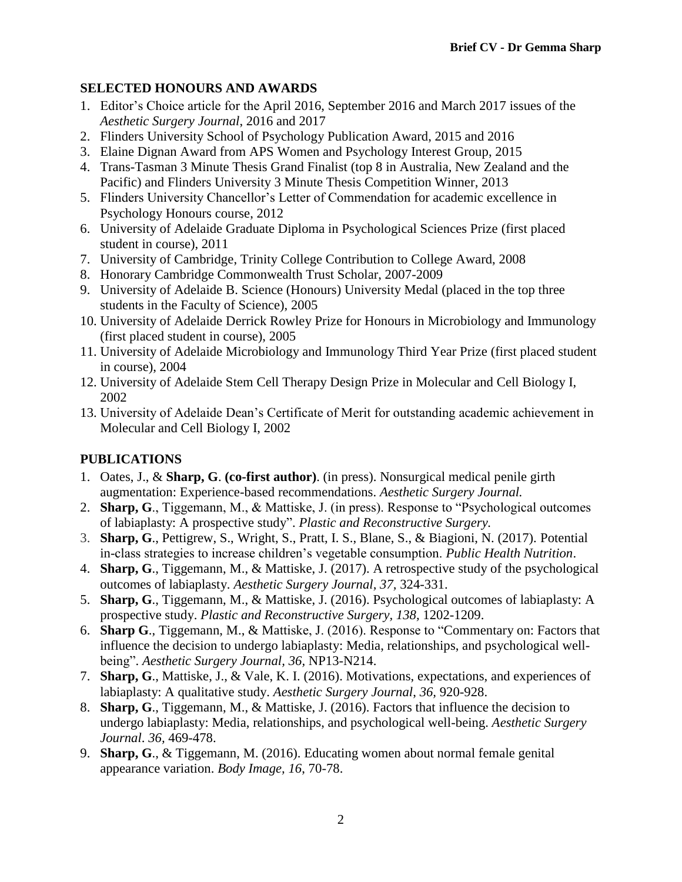## SELECTED HONOURS AND AWARDS

1. Editor's Choice article for the April 2016, September 2016 and March 2017 issues of the *Aesthetic Surgery Journal*, 2016 and 2017
2. Flinders University School of Psychology Publication Award, 2015 and 2016
3. Elaine Dignan Award from APS Women and Psychology Interest Group, 2015
4. Trans-Tasman 3 Minute Thesis Grand Finalist (top 8 in Australia, New Zealand and the Pacific) and Flinders University 3 Minute Thesis Competition Winner, 2013
5. Flinders University Chancellor's Letter of Commendation for academic excellence in Psychology Honours course, 2012
6. University of Adelaide Graduate Diploma in Psychological Sciences Prize (first placed student in course), 2011
7. University of Cambridge, Trinity College Contribution to College Award, 2008
8. Honorary Cambridge Commonwealth Trust Scholar, 2007-2009
9. University of Adelaide B. Science (Honours) University Medal (placed in the top three students in the Faculty of Science), 2005
10. University of Adelaide Derrick Rowley Prize for Honours in Microbiology and Immunology (first placed student in course), 2005
11. University of Adelaide Microbiology and Immunology Third Year Prize (first placed student in course), 2004
12. University of Adelaide Stem Cell Therapy Design Prize in Molecular and Cell Biology I, 2002
13. University of Adelaide Dean's Certificate of Merit for outstanding academic achievement in Molecular and Cell Biology I, 2002

## PUBLICATIONS

1. Oates, J., & **Sharp, G**. **(co-first author)**. (in press). Nonsurgical medical penile girth augmentation: Experience-based recommendations. *Aesthetic Surgery Journal.*
2. **Sharp, G**., Tiggemann, M., & Mattiske, J. (in press). Response to "Psychological outcomes of labiaplasty: A prospective study". *Plastic and Reconstructive Surgery.*
3. **Sharp, G**., Pettigrew, S., Wright, S., Pratt, I. S., Blane, S., & Biagioni, N. (2017). Potential in-class strategies to increase children's vegetable consumption. *Public Health Nutrition*.
4. **Sharp, G**., Tiggemann, M., & Mattiske, J. (2017). A retrospective study of the psychological outcomes of labiaplasty. *Aesthetic Surgery Journal, 37,* 324-331.
5. **Sharp, G**., Tiggemann, M., & Mattiske, J. (2016). Psychological outcomes of labiaplasty: A prospective study. *Plastic and Reconstructive Surgery, 138,* 1202-1209.
6. **Sharp G**., Tiggemann, M., & Mattiske, J. (2016). Response to "Commentary on: Factors that influence the decision to undergo labiaplasty: Media, relationships, and psychological well-being". *Aesthetic Surgery Journal, 36,* NP13-N214.
7. **Sharp, G**., Mattiske, J., & Vale, K. I. (2016). Motivations, expectations, and experiences of labiaplasty: A qualitative study. *Aesthetic Surgery Journal*, *36,* 920-928.
8. **Sharp, G**., Tiggemann, M., & Mattiske, J. (2016). Factors that influence the decision to undergo labiaplasty: Media, relationships, and psychological well-being. *Aesthetic Surgery Journal*. *36,* 469-478.
9. **Sharp, G**., & Tiggemann, M. (2016). Educating women about normal female genital appearance variation. *Body Image*, *16*, 70-78.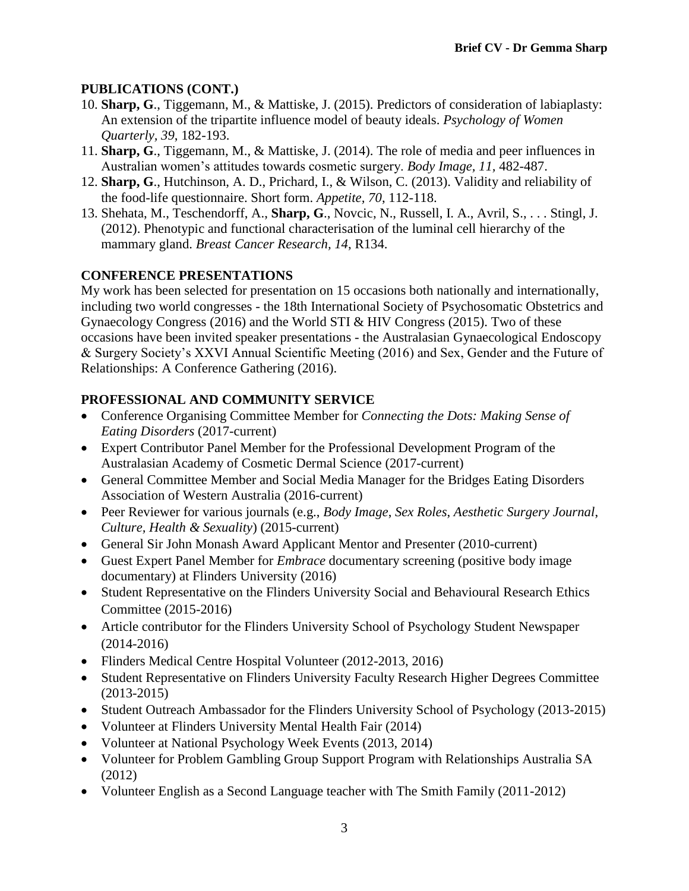## PUBLICATIONS (CONT.)

10. **Sharp, G**., Tiggemann, M., & Mattiske, J. (2015). Predictors of consideration of labiaplasty: An extension of the tripartite influence model of beauty ideals. *Psychology of Women Quarterly, 39*, 182-193.
11. **Sharp, G**., Tiggemann, M., & Mattiske, J. (2014). The role of media and peer influences in Australian women's attitudes towards cosmetic surgery. *Body Image, 11*, 482-487.
12. **Sharp, G**., Hutchinson, A. D., Prichard, I., & Wilson, C. (2013). Validity and reliability of the food-life questionnaire. Short form. *Appetite, 70*, 112-118.
13. Shehata, M., Teschendorff, A., **Sharp, G**., Novcic, N., Russell, I. A., Avril, S., . . . Stingl, J. (2012). Phenotypic and functional characterisation of the luminal cell hierarchy of the mammary gland. *Breast Cancer Research, 14*, R134.

## CONFERENCE PRESENTATIONS

My work has been selected for presentation on 15 occasions both nationally and internationally, including two world congresses - the 18th International Society of Psychosomatic Obstetrics and Gynaecology Congress (2016) and the World STI & HIV Congress (2015). Two of these occasions have been invited speaker presentations - the Australasian Gynaecological Endoscopy & Surgery Society's XXVI Annual Scientific Meeting (2016) and Sex, Gender and the Future of Relationships: A Conference Gathering (2016).

## PROFESSIONAL AND COMMUNITY SERVICE

- Conference Organising Committee Member for *Connecting the Dots: Making Sense of Eating Disorders* (2017-current)
- Expert Contributor Panel Member for the Professional Development Program of the Australasian Academy of Cosmetic Dermal Science (2017-current)
- General Committee Member and Social Media Manager for the Bridges Eating Disorders Association of Western Australia (2016-current)
- Peer Reviewer for various journals (e.g., *Body Image*, *Sex Roles*, *Aesthetic Surgery Journal*, *Culture, Health & Sexuality*) (2015-current)
- General Sir John Monash Award Applicant Mentor and Presenter (2010-current)
- Guest Expert Panel Member for *Embrace* documentary screening (positive body image documentary) at Flinders University (2016)
- Student Representative on the Flinders University Social and Behavioural Research Ethics Committee (2015-2016)
- Article contributor for the Flinders University School of Psychology Student Newspaper (2014-2016)
- Flinders Medical Centre Hospital Volunteer (2012-2013, 2016)
- Student Representative on Flinders University Faculty Research Higher Degrees Committee (2013-2015)
- Student Outreach Ambassador for the Flinders University School of Psychology (2013-2015)
- Volunteer at Flinders University Mental Health Fair (2014)
- Volunteer at National Psychology Week Events (2013, 2014)
- Volunteer for Problem Gambling Group Support Program with Relationships Australia SA (2012)
- Volunteer English as a Second Language teacher with The Smith Family (2011-2012)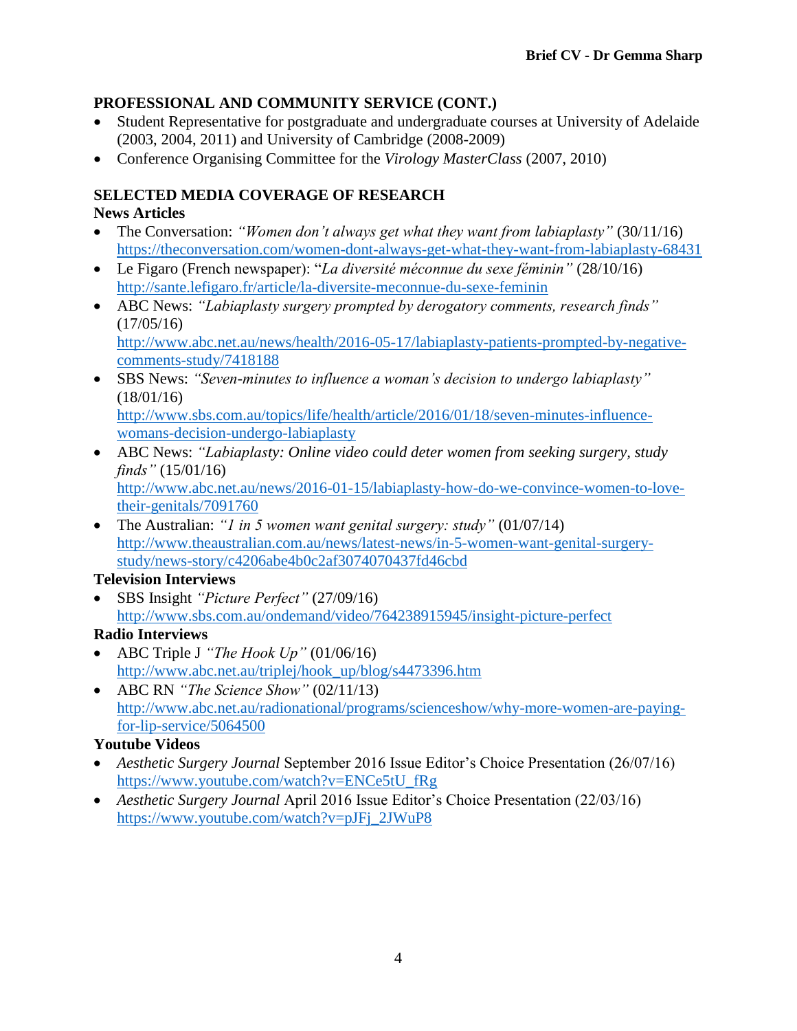## PROFESSIONAL AND COMMUNITY SERVICE (CONT.)

- Student Representative for postgraduate and undergraduate courses at University of Adelaide (2003, 2004, 2011) and University of Cambridge (2008-2009)
- Conference Organising Committee for the *Virology MasterClass* (2007, 2010)

## SELECTED MEDIA COVERAGE OF RESEARCH

### News Articles

- The Conversation: *"Women don't always get what they want from labiaplasty"* (30/11/16) https://theconversation.com/women-dont-always-get-what-they-want-from-labiaplasty-68431
- Le Figaro (French newspaper): "*La diversité méconnue du sexe féminin"* (28/10/16) http://sante.lefigaro.fr/article/la-diversite-meconnue-du-sexe-feminin
- ABC News: *"Labiaplasty surgery prompted by derogatory comments, research finds"* (17/05/16) http://www.abc.net.au/news/health/2016-05-17/labiaplasty-patients-prompted-by-negative-comments-study/7418188
- SBS News: *"Seven-minutes to influence a woman's decision to undergo labiaplasty"* (18/01/16) http://www.sbs.com.au/topics/life/health/article/2016/01/18/seven-minutes-influence-womans-decision-undergo-labiaplasty
- ABC News: *"Labiaplasty: Online video could deter women from seeking surgery, study finds"* (15/01/16) http://www.abc.net.au/news/2016-01-15/labiaplasty-how-do-we-convince-women-to-love-their-genitals/7091760
- The Australian: *"1 in 5 women want genital surgery: study"* (01/07/14) http://www.theaustralian.com.au/news/latest-news/in-5-women-want-genital-surgery-study/news-story/c4206abe4b0c2af3074070437fd46cbd

### Television Interviews

- SBS Insight *"Picture Perfect"* (27/09/16) http://www.sbs.com.au/ondemand/video/764238915945/insight-picture-perfect

### Radio Interviews

- ABC Triple J *"The Hook Up"* (01/06/16) http://www.abc.net.au/triplej/hook_up/blog/s4473396.htm
- ABC RN *"The Science Show"* (02/11/13) http://www.abc.net.au/radionational/programs/scienceshow/why-more-women-are-paying-for-lip-service/5064500

### Youtube Videos

- *Aesthetic Surgery Journal* September 2016 Issue Editor's Choice Presentation (26/07/16) https://www.youtube.com/watch?v=ENCe5tU_fRg
- *Aesthetic Surgery Journal* April 2016 Issue Editor's Choice Presentation (22/03/16) https://www.youtube.com/watch?v=pJFj_2JWuP8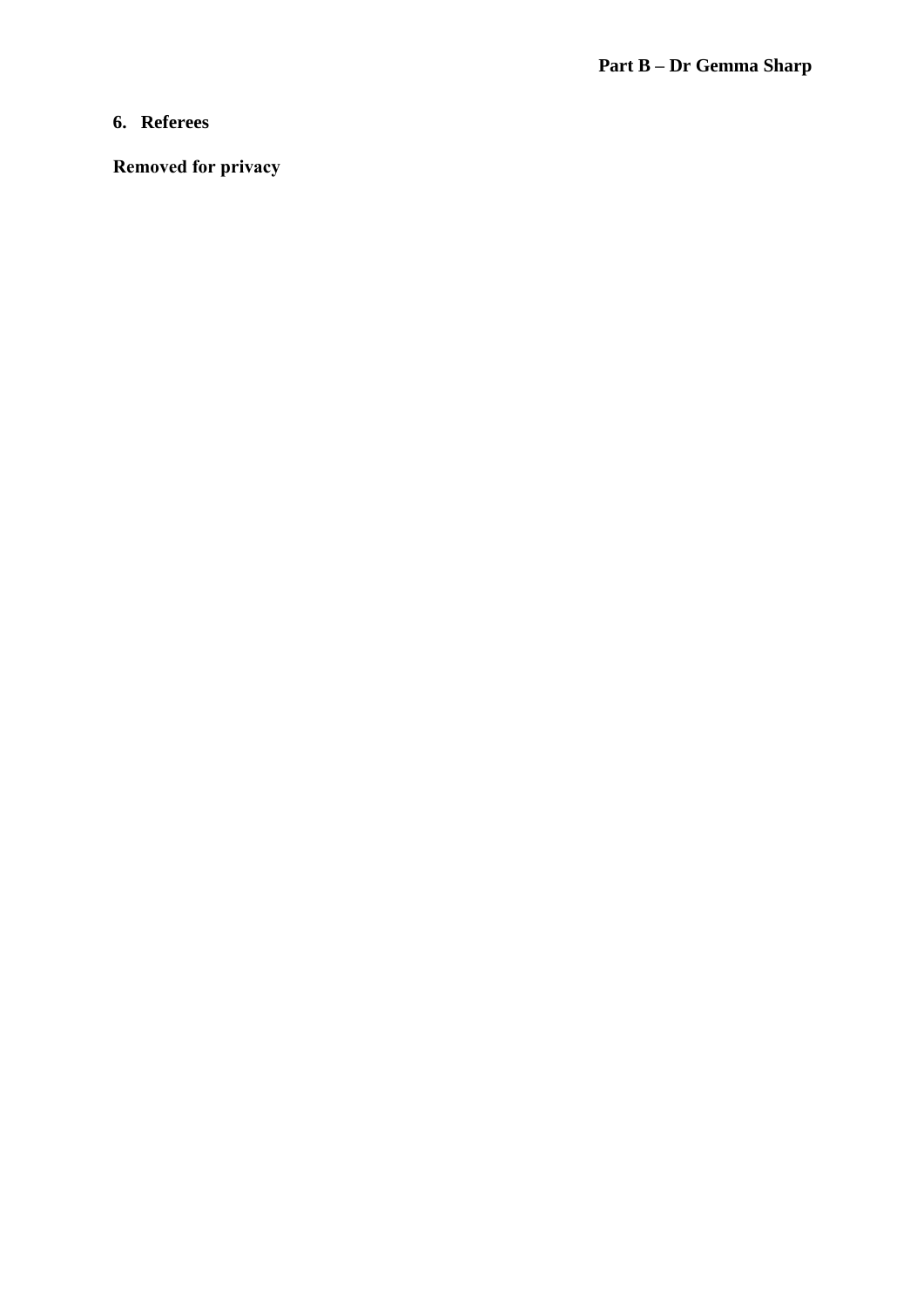## 6. Referees

**Removed for privacy**